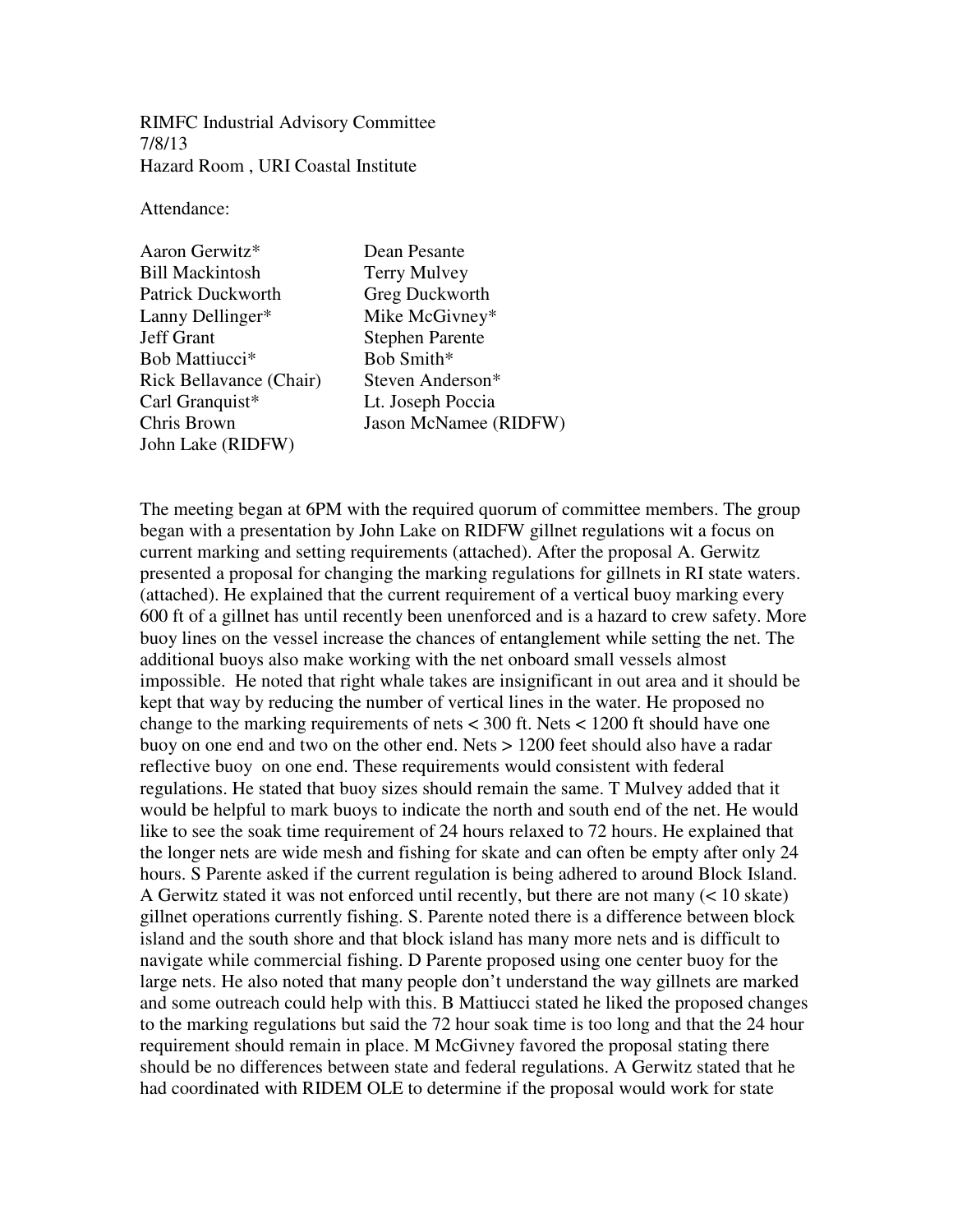RIMFC Industrial Advisory Committee
7/8/13
Hazard Room , URI Coastal Institute

Attendance:

| | |
|---|---|
| Aaron Gerwitz* | Dean Pesante |
| Bill Mackintosh | Terry Mulvey |
| Patrick Duckworth | Greg Duckworth |
| Lanny Dellinger* | Mike McGivney* |
| Jeff Grant | Stephen Parente |
| Bob Mattiucci* | Bob Smith* |
| Rick Bellavance (Chair) | Steven Anderson* |
| Carl Granquist* | Lt. Joseph Poccia |
| Chris Brown | Jason McNamee (RIDFW) |
| John Lake (RIDFW) | |

The meeting began at 6PM with the required quorum of committee members. The group began with a presentation by John Lake on RIDFW gillnet regulations wit a focus on current marking and setting requirements (attached). After the proposal A. Gerwitz presented a proposal for changing the marking regulations for gillnets in RI state waters. (attached). He explained that the current requirement of a vertical buoy marking every 600 ft of a gillnet has until recently been unenforced and is a hazard to crew safety. More buoy lines on the vessel increase the chances of entanglement while setting the net. The additional buoys also make working with the net onboard small vessels almost impossible. He noted that right whale takes are insignificant in out area and it should be kept that way by reducing the number of vertical lines in the water. He proposed no change to the marking requirements of nets < 300 ft. Nets < 1200 ft should have one buoy on one end and two on the other end. Nets > 1200 feet should also have a radar reflective buoy on one end. These requirements would consistent with federal regulations. He stated that buoy sizes should remain the same. T Mulvey added that it would be helpful to mark buoys to indicate the north and south end of the net. He would like to see the soak time requirement of 24 hours relaxed to 72 hours. He explained that the longer nets are wide mesh and fishing for skate and can often be empty after only 24 hours. S Parente asked if the current regulation is being adhered to around Block Island. A Gerwitz stated it was not enforced until recently, but there are not many (< 10 skate) gillnet operations currently fishing. S. Parente noted there is a difference between block island and the south shore and that block island has many more nets and is difficult to navigate while commercial fishing. D Parente proposed using one center buoy for the large nets. He also noted that many people don't understand the way gillnets are marked and some outreach could help with this. B Mattiucci stated he liked the proposed changes to the marking regulations but said the 72 hour soak time is too long and that the 24 hour requirement should remain in place. M McGivney favored the proposal stating there should be no differences between state and federal regulations. A Gerwitz stated that he had coordinated with RIDEM OLE to determine if the proposal would work for state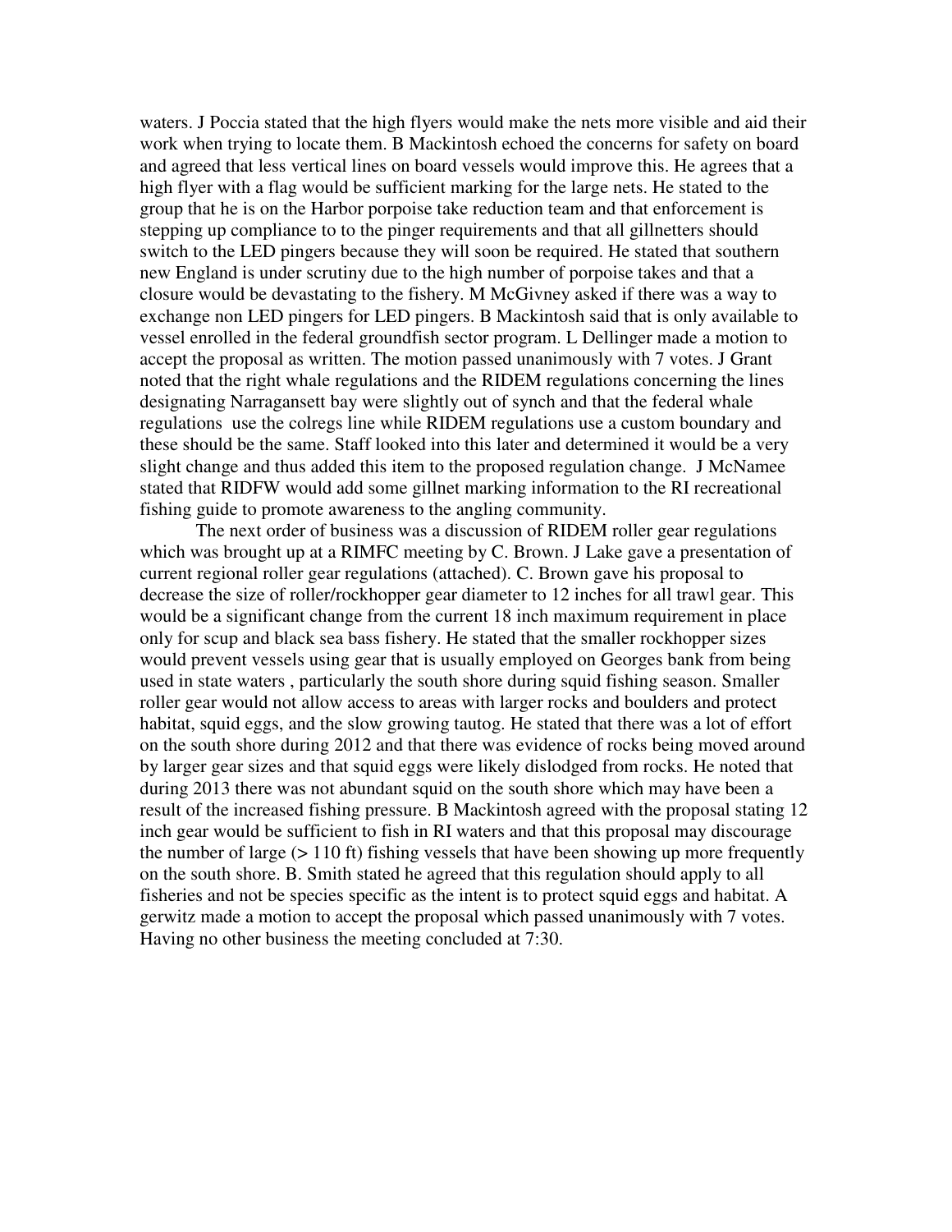waters. J Poccia stated that the high flyers would make the nets more visible and aid their work when trying to locate them. B Mackintosh echoed the concerns for safety on board and agreed that less vertical lines on board vessels would improve this. He agrees that a high flyer with a flag would be sufficient marking for the large nets. He stated to the group that he is on the Harbor porpoise take reduction team and that enforcement is stepping up compliance to to the pinger requirements and that all gillnetters should switch to the LED pingers because they will soon be required. He stated that southern new England is under scrutiny due to the high number of porpoise takes and that a closure would be devastating to the fishery. M McGivney asked if there was a way to exchange non LED pingers for LED pingers. B Mackintosh said that is only available to vessel enrolled in the federal groundfish sector program. L Dellinger made a motion to accept the proposal as written. The motion passed unanimously with 7 votes. J Grant noted that the right whale regulations and the RIDEM regulations concerning the lines designating Narragansett bay were slightly out of synch and that the federal whale regulations use the colregs line while RIDEM regulations use a custom boundary and these should be the same. Staff looked into this later and determined it would be a very slight change and thus added this item to the proposed regulation change. J McNamee stated that RIDFW would add some gillnet marking information to the RI recreational fishing guide to promote awareness to the angling community.

The next order of business was a discussion of RIDEM roller gear regulations which was brought up at a RIMFC meeting by C. Brown. J Lake gave a presentation of current regional roller gear regulations (attached). C. Brown gave his proposal to decrease the size of roller/rockhopper gear diameter to 12 inches for all trawl gear. This would be a significant change from the current 18 inch maximum requirement in place only for scup and black sea bass fishery. He stated that the smaller rockhopper sizes would prevent vessels using gear that is usually employed on Georges bank from being used in state waters , particularly the south shore during squid fishing season. Smaller roller gear would not allow access to areas with larger rocks and boulders and protect habitat, squid eggs, and the slow growing tautog. He stated that there was a lot of effort on the south shore during 2012 and that there was evidence of rocks being moved around by larger gear sizes and that squid eggs were likely dislodged from rocks. He noted that during 2013 there was not abundant squid on the south shore which may have been a result of the increased fishing pressure. B Mackintosh agreed with the proposal stating 12 inch gear would be sufficient to fish in RI waters and that this proposal may discourage the number of large (> 110 ft) fishing vessels that have been showing up more frequently on the south shore. B. Smith stated he agreed that this regulation should apply to all fisheries and not be species specific as the intent is to protect squid eggs and habitat. A gerwitz made a motion to accept the proposal which passed unanimously with 7 votes. Having no other business the meeting concluded at 7:30.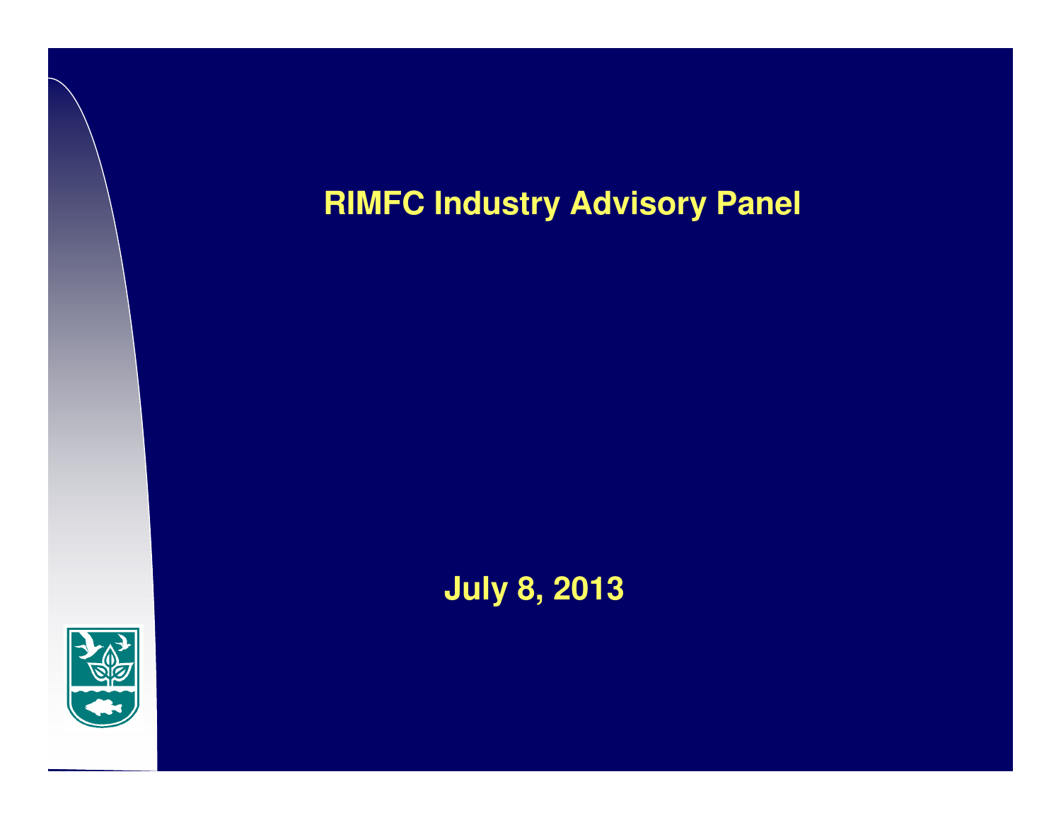# RIMFC Industry Advisory Panel

**July 8, 2013**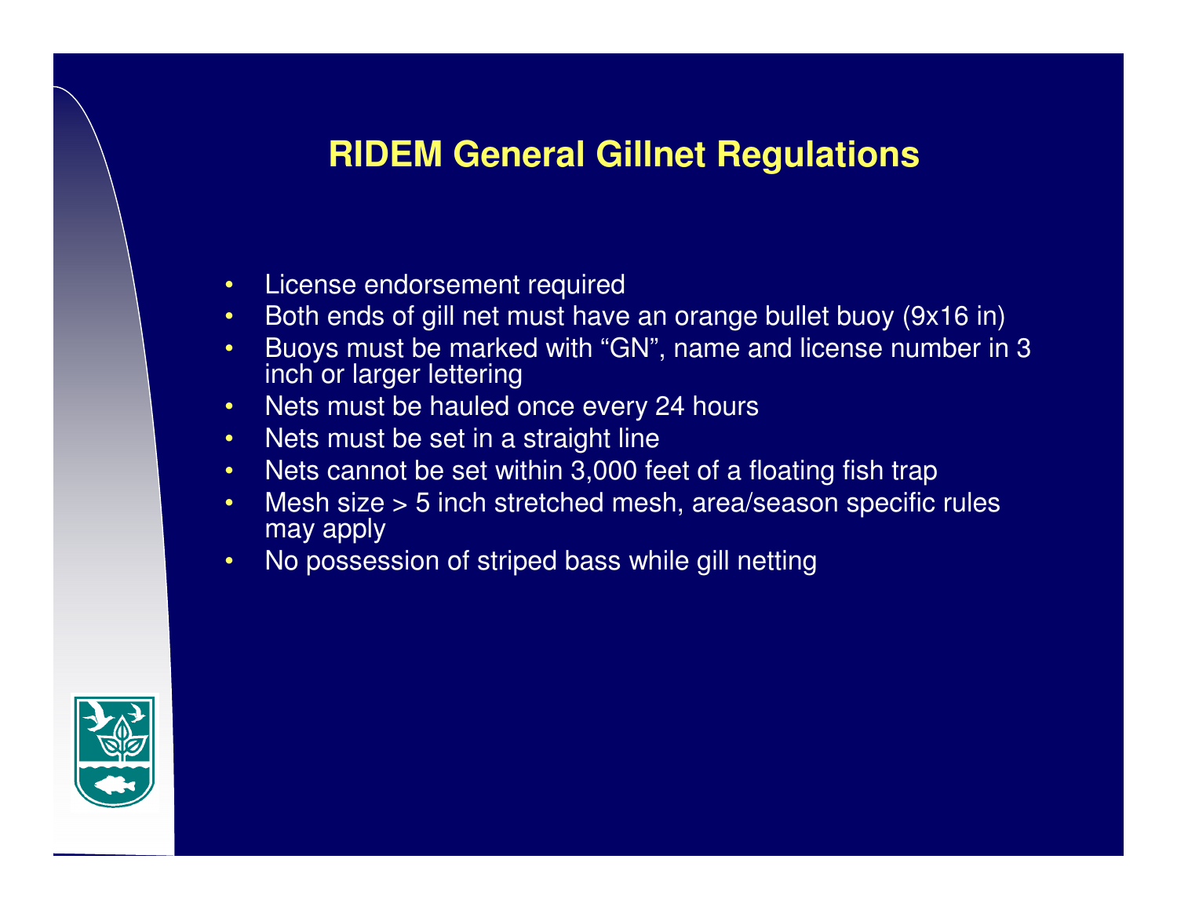# RIDEM General Gillnet Regulations

- License endorsement required
- Both ends of gill net must have an orange bullet buoy (9x16 in)
- Buoys must be marked with “GN”, name and license number in 3 inch or larger lettering
- Nets must be hauled once every 24 hours
- Nets must be set in a straight line
- Nets cannot be set within 3,000 feet of a floating fish trap
- Mesh size > 5 inch stretched mesh, area/season specific rules may apply
- No possession of striped bass while gill netting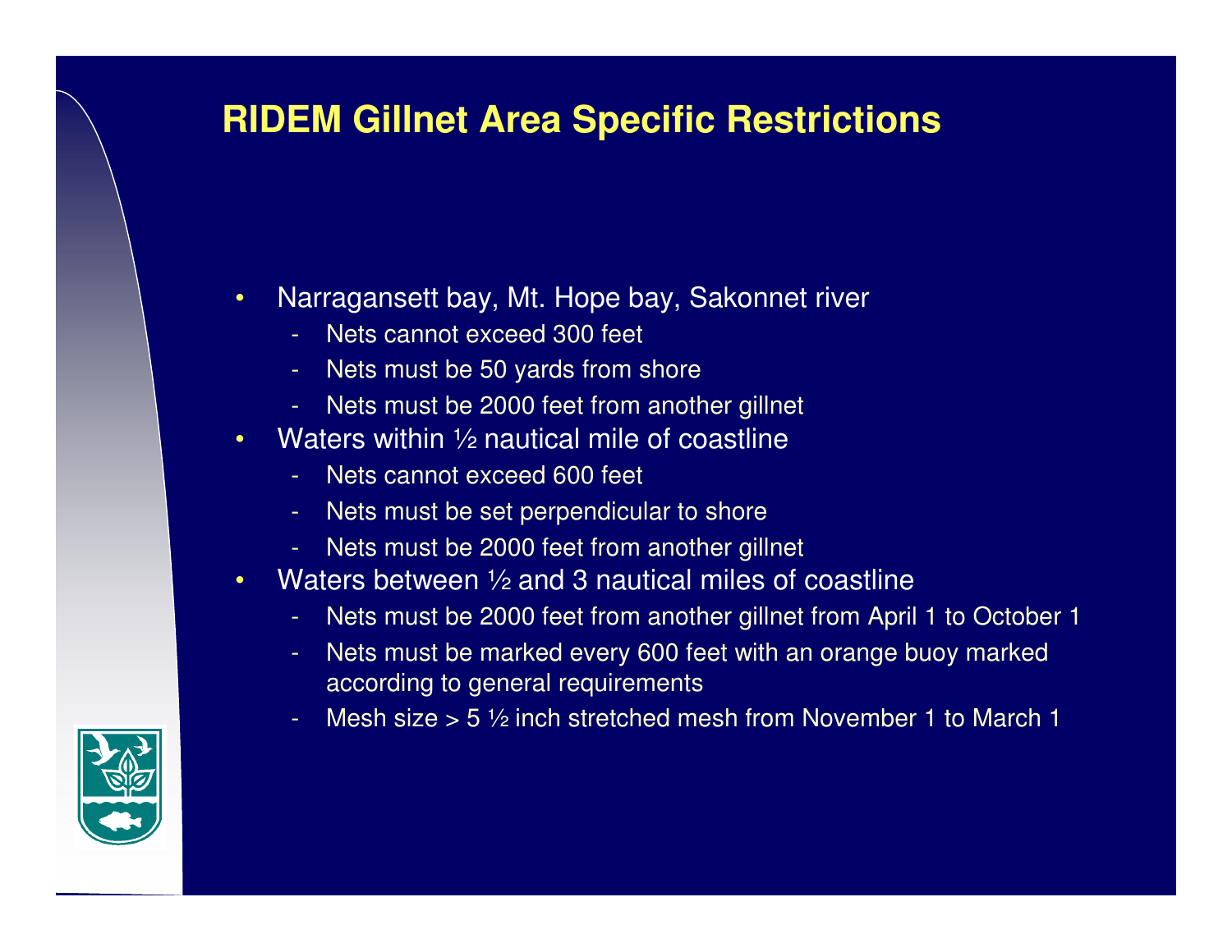# RIDEM Gillnet Area Specific Restrictions

- Narragansett bay, Mt. Hope bay, Sakonnet river
  - Nets cannot exceed 300 feet
  - Nets must be 50 yards from shore
  - Nets must be 2000 feet from another gillnet
- Waters within ½ nautical mile of coastline
  - Nets cannot exceed 600 feet
  - Nets must be set perpendicular to shore
  - Nets must be 2000 feet from another gillnet
- Waters between ½ and 3 nautical miles of coastline
  - Nets must be 2000 feet from another gillnet from April 1 to October 1
  - Nets must be marked every 600 feet with an orange buoy marked according to general requirements
  - Mesh size > 5 ½ inch stretched mesh from November 1 to March 1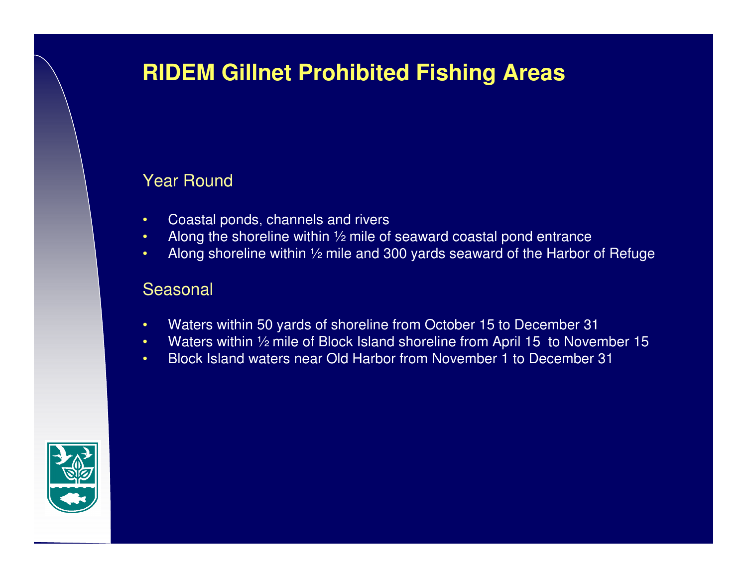# RIDEM Gillnet Prohibited Fishing Areas

## Year Round

- Coastal ponds, channels and rivers
- Along the shoreline within ½ mile of seaward coastal pond entrance
- Along shoreline within ½ mile and 300 yards seaward of the Harbor of Refuge

## Seasonal

- Waters within 50 yards of shoreline from October 15 to December 31
- Waters within ½ mile of Block Island shoreline from April 15 to November 15
- Block Island waters near Old Harbor from November 1 to December 31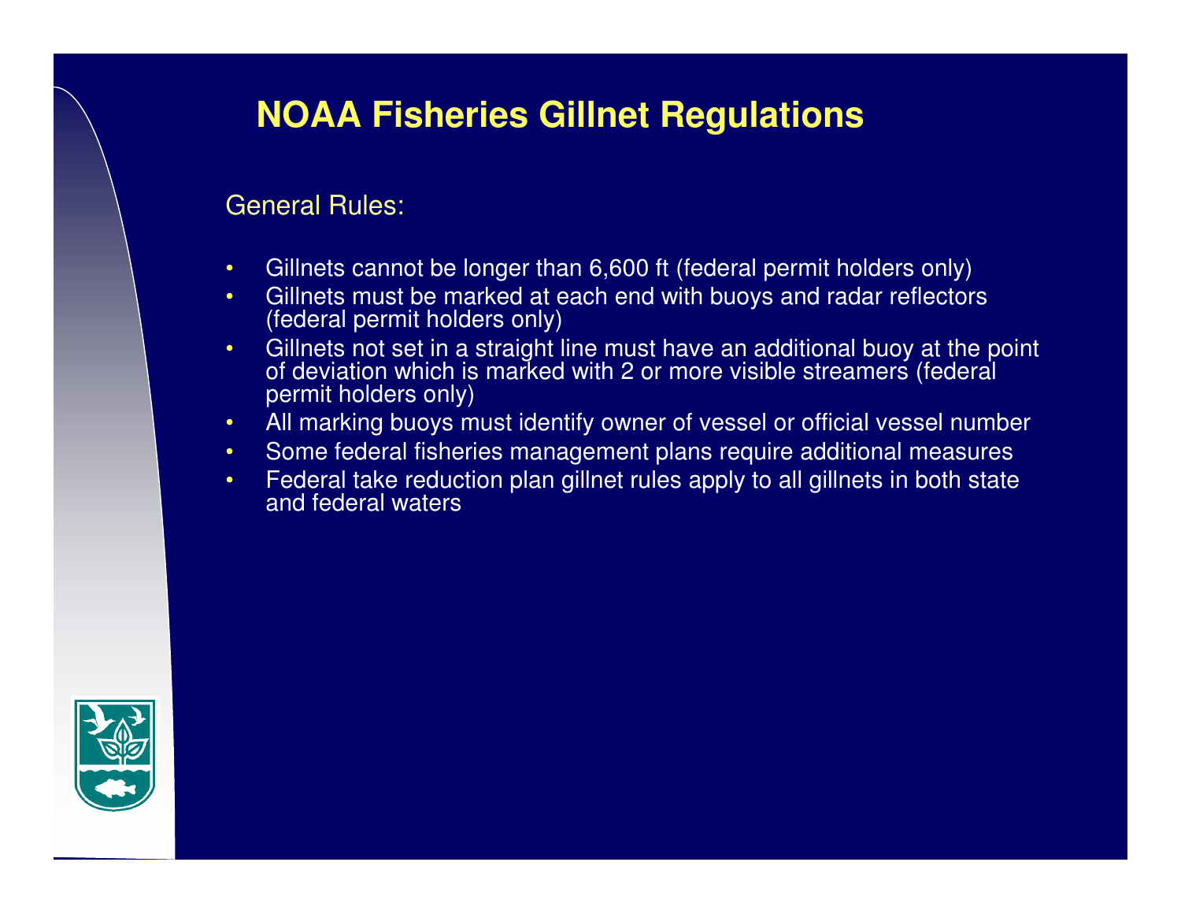# NOAA Fisheries Gillnet Regulations

General Rules:

- Gillnets cannot be longer than 6,600 ft (federal permit holders only)
- Gillnets must be marked at each end with buoys and radar reflectors (federal permit holders only)
- Gillnets not set in a straight line must have an additional buoy at the point of deviation which is marked with 2 or more visible streamers (federal permit holders only)
- All marking buoys must identify owner of vessel or official vessel number
- Some federal fisheries management plans require additional measures
- Federal take reduction plan gillnet rules apply to all gillnets in both state and federal waters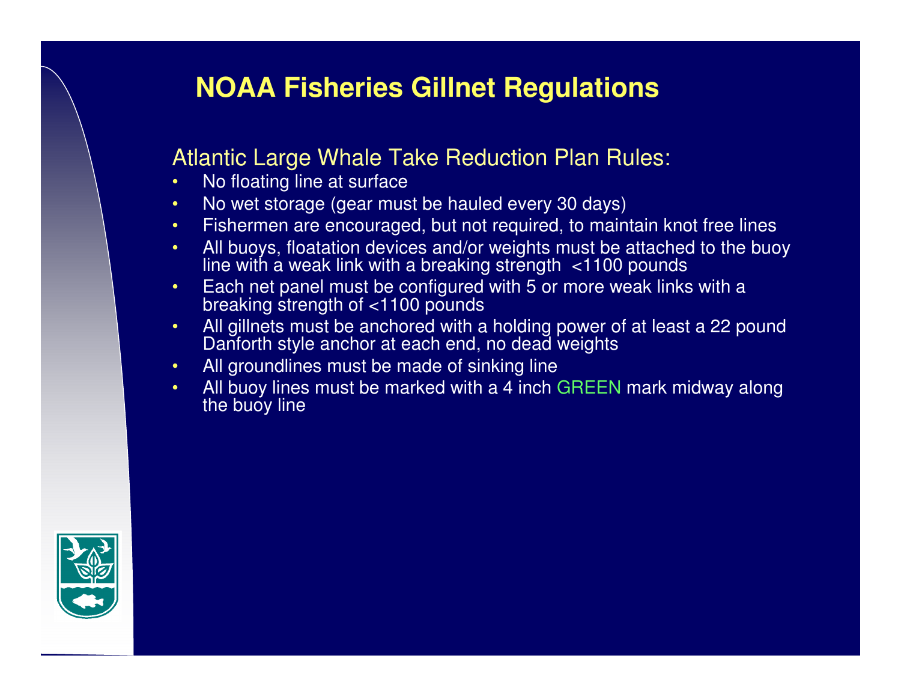# NOAA Fisheries Gillnet Regulations

## Atlantic Large Whale Take Reduction Plan Rules:

- No floating line at surface
- No wet storage (gear must be hauled every 30 days)
- Fishermen are encouraged, but not required, to maintain knot free lines
- All buoys, floatation devices and/or weights must be attached to the buoy line with a weak link with a breaking strength <1100 pounds
- Each net panel must be configured with 5 or more weak links with a breaking strength of <1100 pounds
- All gillnets must be anchored with a holding power of at least a 22 pound Danforth style anchor at each end, no dead weights
- All groundlines must be made of sinking line
- All buoy lines must be marked with a 4 inch GREEN mark midway along the buoy line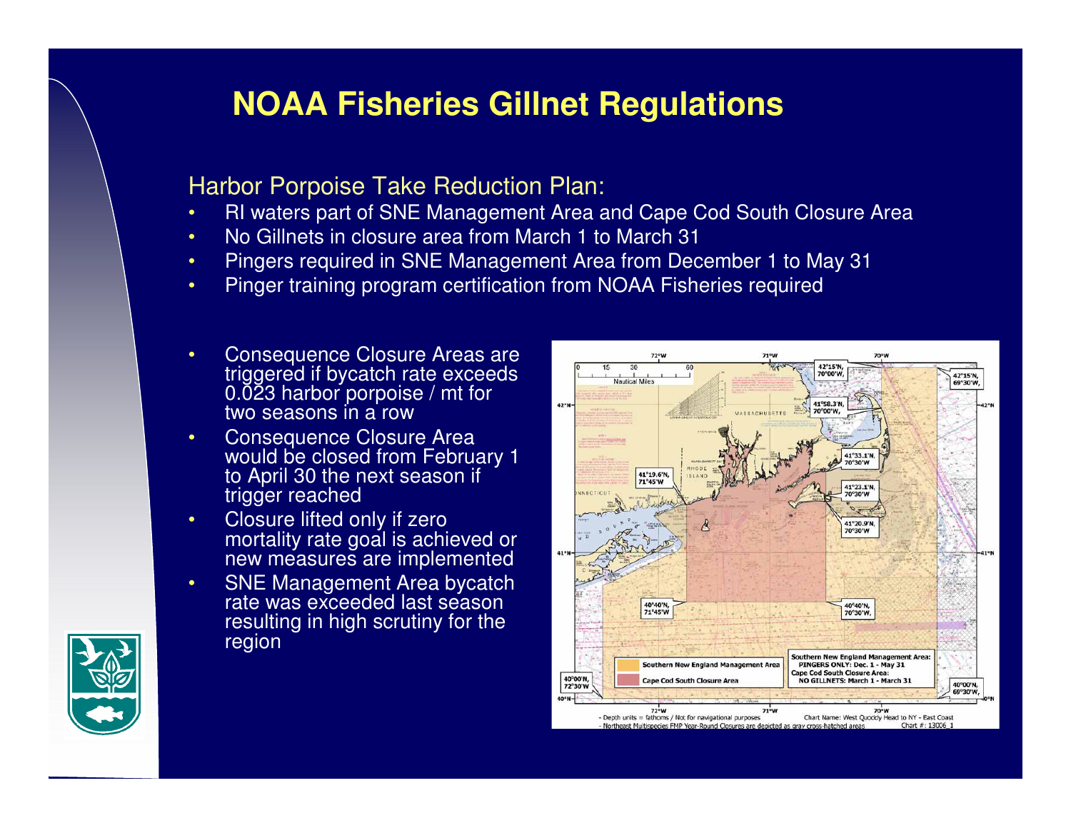# NOAA Fisheries Gillnet Regulations

Harbor Porpoise Take Reduction Plan:

- RI waters part of SNE Management Area and Cape Cod South Closure Area
- No Gillnets in closure area from March 1 to March 31
- Pingers required in SNE Management Area from December 1 to May 31
- Pinger training program certification from NOAA Fisheries required

- Consequence Closure Areas are triggered if bycatch rate exceeds 0.023 harbor porpoise / mt for two seasons in a row
- Consequence Closure Area would be closed from February 1 to April 30 the next season if trigger reached
- Closure lifted only if zero mortality rate goal is achieved or new measures are implemented
- SNE Management Area bycatch rate was exceeded last season resulting in high scrutiny for the region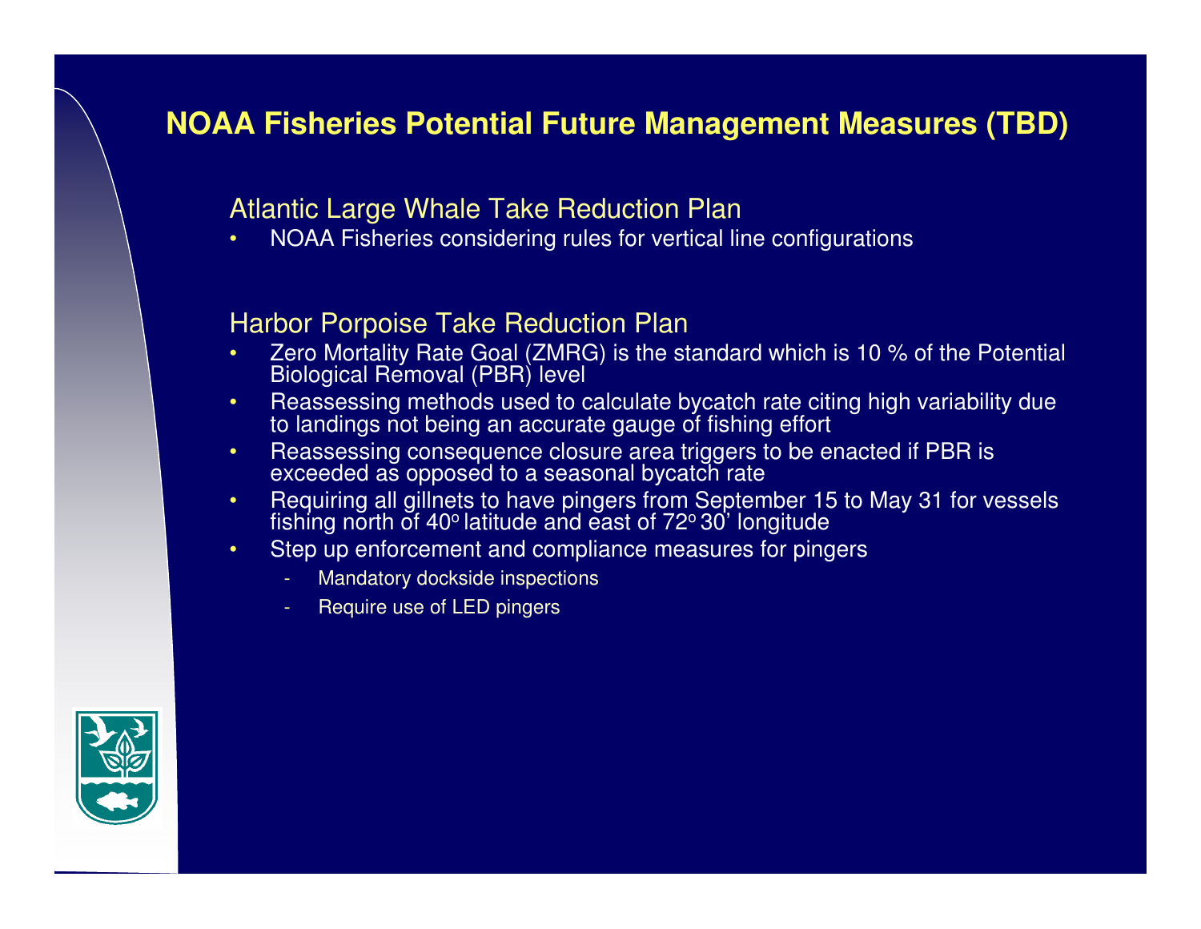# NOAA Fisheries Potential Future Management Measures (TBD)

## Atlantic Large Whale Take Reduction Plan

- NOAA Fisheries considering rules for vertical line configurations

## Harbor Porpoise Take Reduction Plan

- Zero Mortality Rate Goal (ZMRG) is the standard which is 10 % of the Potential Biological Removal (PBR) level
- Reassessing methods used to calculate bycatch rate citing high variability due to landings not being an accurate gauge of fishing effort
- Reassessing consequence closure area triggers to be enacted if PBR is exceeded as opposed to a seasonal bycatch rate
- Requiring all gillnets to have pingers from September 15 to May 31 for vessels fishing north of 40º latitude and east of 72º 30' longitude
- Step up enforcement and compliance measures for pingers
  - Mandatory dockside inspections
  - Require use of LED pingers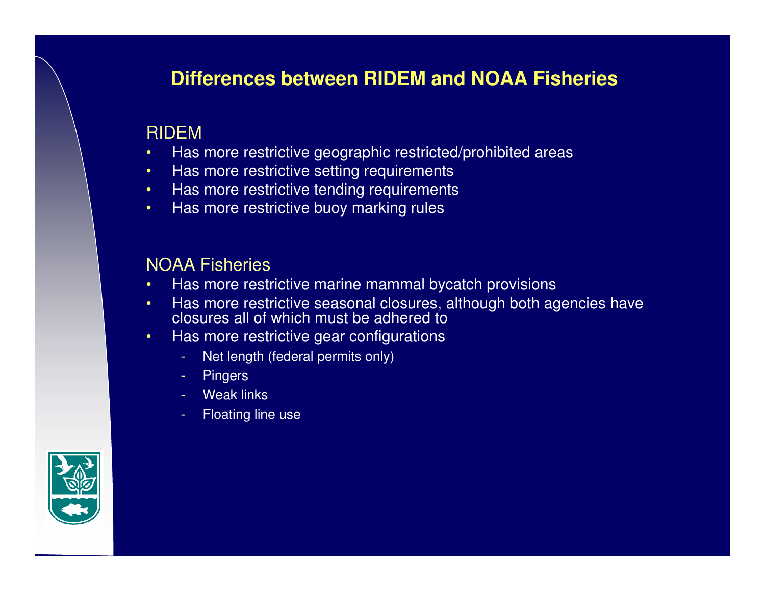# Differences between RIDEM and NOAA Fisheries

## RIDEM

- Has more restrictive geographic restricted/prohibited areas
- Has more restrictive setting requirements
- Has more restrictive tending requirements
- Has more restrictive buoy marking rules

## NOAA Fisheries

- Has more restrictive marine mammal bycatch provisions
- Has more restrictive seasonal closures, although both agencies have closures all of which must be adhered to
- Has more restrictive gear configurations
  - Net length (federal permits only)
  - Pingers
  - Weak links
  - Floating line use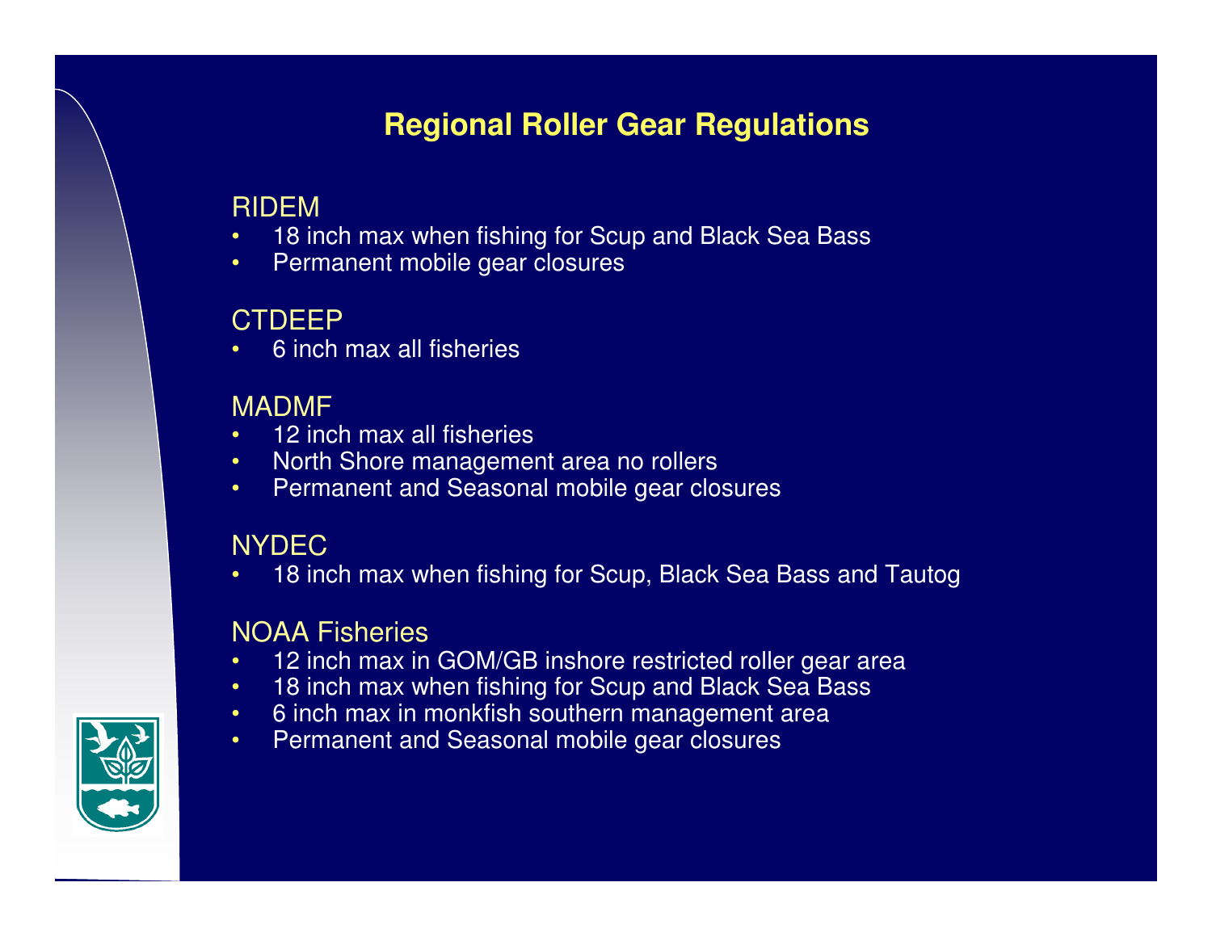# Regional Roller Gear Regulations

RIDEM

- 18 inch max when fishing for Scup and Black Sea Bass
- Permanent mobile gear closures

CTDEEP

- 6 inch max all fisheries

MADMF

- 12 inch max all fisheries
- North Shore management area no rollers
- Permanent and Seasonal mobile gear closures

NYDEC

- 18 inch max when fishing for Scup, Black Sea Bass and Tautog

NOAA Fisheries

- 12 inch max in GOM/GB inshore restricted roller gear area
- 18 inch max when fishing for Scup and Black Sea Bass
- 6 inch max in monkfish southern management area
- Permanent and Seasonal mobile gear closures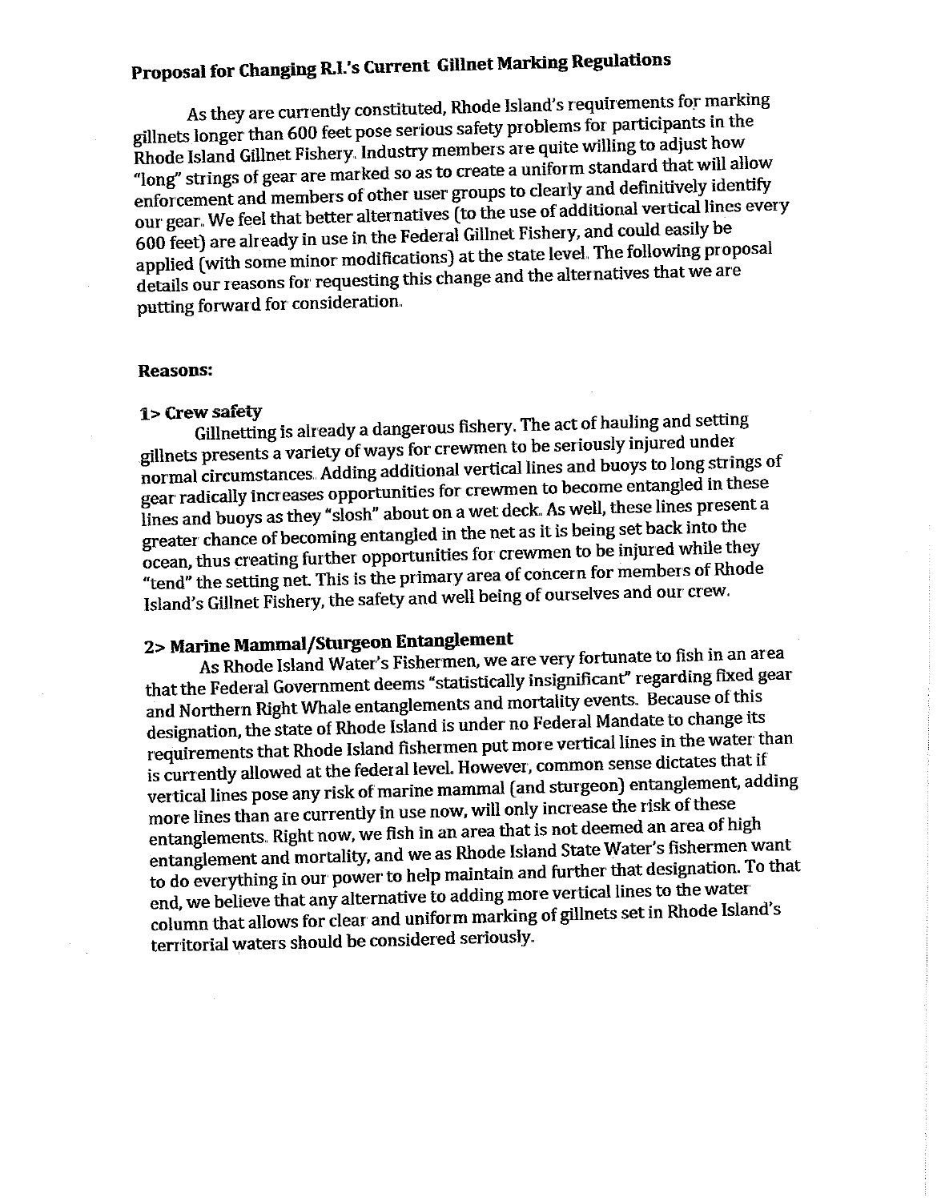# Proposal for Changing R.I.'s Current Gillnet Marking Regulations

As they are currently constituted, Rhode Island's requirements for marking gillnets longer than 600 feet pose serious safety problems for participants in the Rhode Island Gillnet Fishery. Industry members are quite willing to adjust how "long" strings of gear are marked so as to create a uniform standard that will allow enforcement and members of other user groups to clearly and definitively identify our gear. We feel that better alternatives (to the use of additional vertical lines every 600 feet) are already in use in the Federal Gillnet Fishery, and could easily be applied (with some minor modifications) at the state level. The following proposal details our reasons for requesting this change and the alternatives that we are putting forward for consideration.

**Reasons:**

**1> Crew safety**

Gillnetting is already a dangerous fishery. The act of hauling and setting gillnets presents a variety of ways for crewmen to be seriously injured under normal circumstances. Adding additional vertical lines and buoys to long strings of gear radically increases opportunities for crewmen to become entangled in these lines and buoys as they "slosh" about on a wet deck. As well, these lines present a greater chance of becoming entangled in the net as it is being set back into the ocean, thus creating further opportunities for crewmen to be injured while they "tend" the setting net. This is the primary area of concern for members of Rhode Island's Gillnet Fishery, the safety and well being of ourselves and our crew.

**2> Marine Mammal/Sturgeon Entanglement**

As Rhode Island Water's Fishermen, we are very fortunate to fish in an area that the Federal Government deems "statistically insignificant" regarding fixed gear and Northern Right Whale entanglements and mortality events. Because of this designation, the state of Rhode Island is under no Federal Mandate to change its requirements that Rhode Island fishermen put more vertical lines in the water than is currently allowed at the federal level. However, common sense dictates that if vertical lines pose any risk of marine mammal (and sturgeon) entanglement, adding more lines than are currently in use now, will only increase the risk of these entanglements. Right now, we fish in an area that is not deemed an area of high entanglement and mortality, and we as Rhode Island State Water's fishermen want to do everything in our power to help maintain and further that designation. To that end, we believe that any alternative to adding more vertical lines to the water column that allows for clear and uniform marking of gillnets set in Rhode Island's territorial waters should be considered seriously.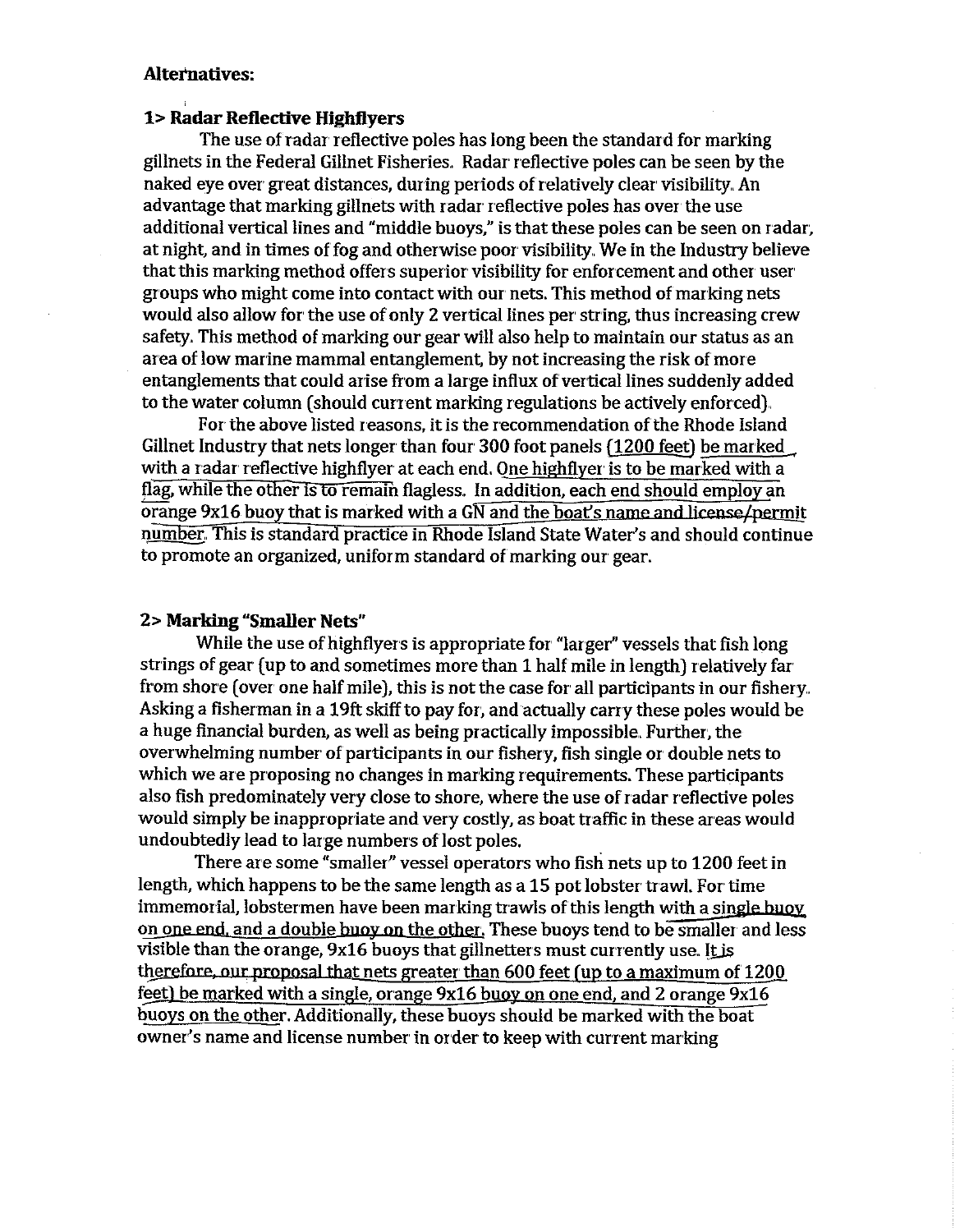**Alternatives:**

**1> Radar Reflective Highflyers**

The use of radar reflective poles has long been the standard for marking gillnets in the Federal Gillnet Fisheries. Radar reflective poles can be seen by the naked eye over great distances, during periods of relatively clear visibility. An advantage that marking gillnets with radar reflective poles has over the use additional vertical lines and "middle buoys," is that these poles can be seen on radar, at night, and in times of fog and otherwise poor visibility. We in the Industry believe that this marking method offers superior visibility for enforcement and other user groups who might come into contact with our nets. This method of marking nets would also allow for the use of only 2 vertical lines per string, thus increasing crew safety. This method of marking our gear will also help to maintain our status as an area of low marine mammal entanglement, by not increasing the risk of more entanglements that could arise from a large influx of vertical lines suddenly added to the water column (should current marking regulations be actively enforced).

For the above listed reasons, it is the recommendation of the Rhode Island Gillnet Industry that nets longer than four 300 foot panels (1200 feet) be marked with a radar reflective highflyer at each end. One highflyer is to be marked with a flag, while the other is to remain flagless. In addition, each end should employ an orange 9x16 buoy that is marked with a GN and the boat's name and license/permit number. This is standard practice in Rhode Island State Water's and should continue to promote an organized, uniform standard of marking our gear.

**2> Marking "Smaller Nets"**

While the use of highflyers is appropriate for "larger" vessels that fish long strings of gear (up to and sometimes more than 1 half mile in length) relatively far from shore (over one half mile), this is not the case for all participants in our fishery. Asking a fisherman in a 19ft skiff to pay for, and actually carry these poles would be a huge financial burden, as well as being practically impossible. Further, the overwhelming number of participants in our fishery, fish single or double nets to which we are proposing no changes in marking requirements. These participants also fish predominately very close to shore, where the use of radar reflective poles would simply be inappropriate and very costly, as boat traffic in these areas would undoubtedly lead to large numbers of lost poles.

There are some "smaller" vessel operators who fish nets up to 1200 feet in length, which happens to be the same length as a 15 pot lobster trawl. For time immemorial, lobstermen have been marking trawls of this length with a single buoy on one end, and a double buoy on the other. These buoys tend to be smaller and less visible than the orange, 9x16 buoys that gillnetters must currently use. It is therefore, our proposal that nets greater than 600 feet (up to a maximum of 1200 feet) be marked with a single, orange 9x16 buoy on one end, and 2 orange 9x16 buoys on the other. Additionally, these buoys should be marked with the boat owner's name and license number in order to keep with current marking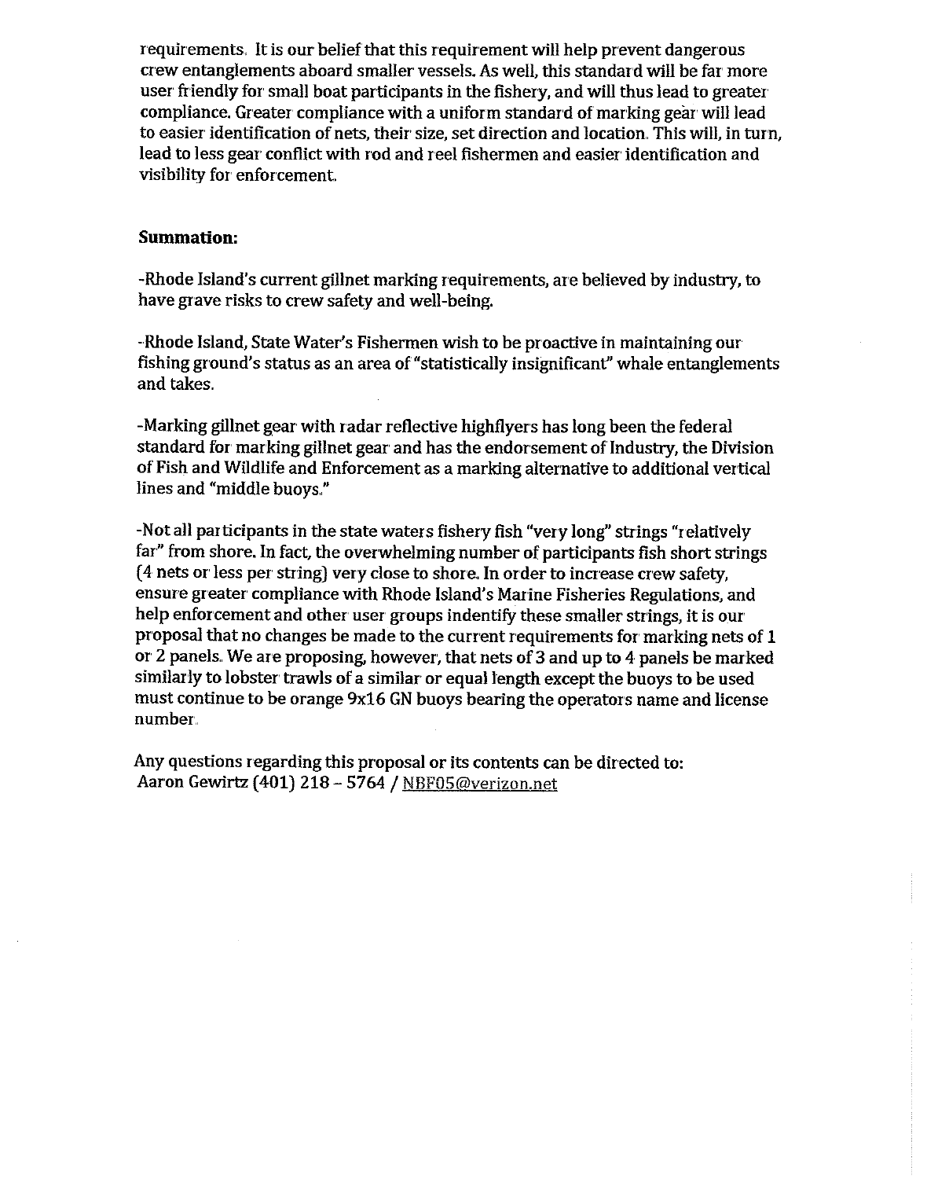requirements. It is our belief that this requirement will help prevent dangerous crew entanglements aboard smaller vessels. As well, this standard will be far more user friendly for small boat participants in the fishery, and will thus lead to greater compliance. Greater compliance with a uniform standard of marking gear will lead to easier identification of nets, their size, set direction and location. This will, in turn, lead to less gear conflict with rod and reel fishermen and easier identification and visibility for enforcement.

**Summation:**

-Rhode Island's current gillnet marking requirements, are believed by industry, to have grave risks to crew safety and well-being.

-Rhode Island, State Water's Fishermen wish to be proactive in maintaining our fishing ground's status as an area of "statistically insignificant" whale entanglements and takes.

-Marking gillnet gear with radar reflective highflyers has long been the federal standard for marking gillnet gear and has the endorsement of Industry, the Division of Fish and Wildlife and Enforcement as a marking alternative to additional vertical lines and "middle buoys."

-Not all participants in the state waters fishery fish "very long" strings "relatively far" from shore. In fact, the overwhelming number of participants fish short strings (4 nets or less per string) very close to shore. In order to increase crew safety, ensure greater compliance with Rhode Island's Marine Fisheries Regulations, and help enforcement and other user groups indentify these smaller strings, it is our proposal that no changes be made to the current requirements for marking nets of 1 or 2 panels. We are proposing, however, that nets of 3 and up to 4 panels be marked similarly to lobster trawls of a similar or equal length except the buoys to be used must continue to be orange 9x16 GN buoys bearing the operators name and license number.

Any questions regarding this proposal or its contents can be directed to:
Aaron Gewirtz (401) 218 – 5764 / NBF05@verizon.net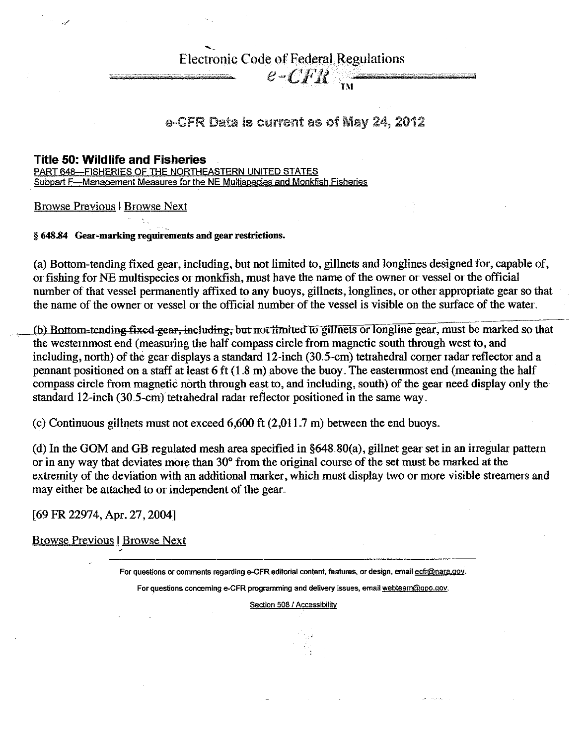Electronic Code of Federal Regulations

e-CFR™

## e-CFR Data is current as of May 24, 2012

### Title 50: Wildlife and Fisheries

PART 648—FISHERIES OF THE NORTHEASTERN UNITED STATES
Subpart F—Management Measures for the NE Multispecies and Monkfish Fisheries

Browse Previous | Browse Next

**§ 648.84 Gear-marking requirements and gear restrictions.**

(a) Bottom-tending fixed gear, including, but not limited to, gillnets and longlines designed for, capable of, or fishing for NE multispecies or monkfish, must have the name of the owner or vessel or the official number of that vessel permanently affixed to any buoys, gillnets, longlines, or other appropriate gear so that the name of the owner or vessel or the official number of the vessel is visible on the surface of the water.

(b) Bottom-tending fixed gear, including, but not limited to gillnets or longline gear, must be marked so that the westernmost end (measuring the half compass circle from magnetic south through west to, and including, north) of the gear displays a standard 12-inch (30.5-cm) tetrahedral corner radar reflector and a pennant positioned on a staff at least 6 ft (1.8 m) above the buoy. The easternmost end (meaning the half compass circle from magnetic north through east to, and including, south) of the gear need display only the standard 12-inch (30.5-cm) tetrahedral radar reflector positioned in the same way.

(c) Continuous gillnets must not exceed 6,600 ft (2,011.7 m) between the end buoys.

(d) In the GOM and GB regulated mesh area specified in §648.80(a), gillnet gear set in an irregular pattern or in any way that deviates more than 30° from the original course of the set must be marked at the extremity of the deviation with an additional marker, which must display two or more visible streamers and may either be attached to or independent of the gear.

[69 FR 22974, Apr. 27, 2004]

Browse Previous | Browse Next

For questions or comments regarding e-CFR editorial content, features, or design, email ecfr@nara.gov.

For questions concerning e-CFR programming and delivery issues, email webteam@gpo.gov.

Section 508 / Accessibility